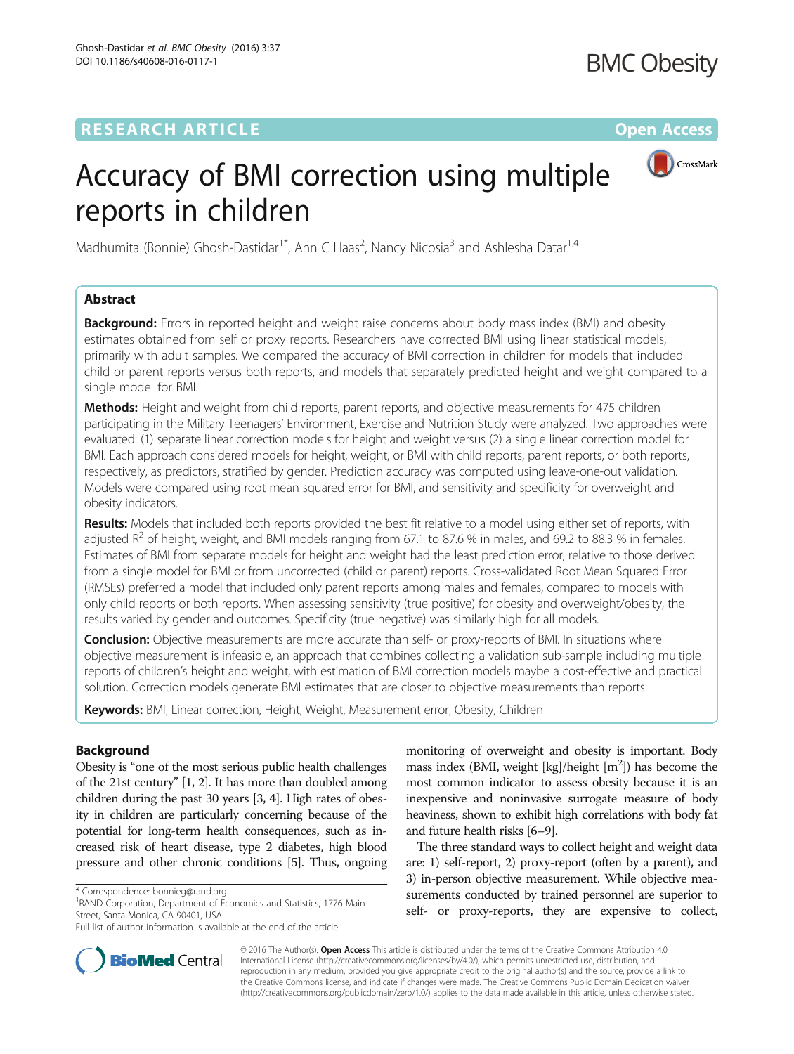RESEARCH ARTICLE

Open Access

# Accuracy of BMI correction using multiple reports in children

Madhumita (Bonnie) Ghosh-Dastidar[1*], Ann C Haas[2], Nancy Nicosia[3] and Ashlesha Datar[1,4]

## Abstract

**Background:** Errors in reported height and weight raise concerns about body mass index (BMI) and obesity estimates obtained from self or proxy reports. Researchers have corrected BMI using linear statistical models, primarily with adult samples. We compared the accuracy of BMI correction in children for models that included child or parent reports versus both reports, and models that separately predicted height and weight compared to a single model for BMI.

**Methods:** Height and weight from child reports, parent reports, and objective measurements for 475 children participating in the Military Teenagers' Environment, Exercise and Nutrition Study were analyzed. Two approaches were evaluated: (1) separate linear correction models for height and weight versus (2) a single linear correction model for BMI. Each approach considered models for height, weight, or BMI with child reports, parent reports, or both reports, respectively, as predictors, stratified by gender. Prediction accuracy was computed using leave-one-out validation. Models were compared using root mean squared error for BMI, and sensitivity and specificity for overweight and obesity indicators.

**Results:** Models that included both reports provided the best fit relative to a model using either set of reports, with adjusted $R^2$ of height, weight, and BMI models ranging from 67.1 to 87.6 % in males, and 69.2 to 88.3 % in females. Estimates of BMI from separate models for height and weight had the least prediction error, relative to those derived from a single model for BMI or from uncorrected (child or parent) reports. Cross-validated Root Mean Squared Error (RMSEs) preferred a model that included only parent reports among males and females, compared to models with only child reports or both reports. When assessing sensitivity (true positive) for obesity and overweight/obesity, the results varied by gender and outcomes. Specificity (true negative) was similarly high for all models.

**Conclusion:** Objective measurements are more accurate than self- or proxy-reports of BMI. In situations where objective measurement is infeasible, an approach that combines collecting a validation sub-sample including multiple reports of children's height and weight, with estimation of BMI correction models maybe a cost-effective and practical solution. Correction models generate BMI estimates that are closer to objective measurements than reports.

**Keywords:** BMI, Linear correction, Height, Weight, Measurement error, Obesity, Children

## Background

Obesity is "one of the most serious public health challenges of the 21st century" [1, 2]. It has more than doubled among children during the past 30 years [3, 4]. High rates of obesity in children are particularly concerning because of the potential for long-term health consequences, such as increased risk of heart disease, type 2 diabetes, high blood pressure and other chronic conditions [5]. Thus, ongoing monitoring of overweight and obesity is important. Body mass index (BMI, weight [kg]/height [$m^2$]) has become the most common indicator to assess obesity because it is an inexpensive and noninvasive surrogate measure of body heaviness, shown to exhibit high correlations with body fat and future health risks [6–9].

The three standard ways to collect height and weight data are: 1) self-report, 2) proxy-report (often by a parent), and 3) in-person objective measurement. While objective measurements conducted by trained personnel are superior to self- or proxy-reports, they are expensive to collect,

\* Correspondence: bonnieg@rand.org
[1]RAND Corporation, Department of Economics and Statistics, 1776 Main Street, Santa Monica, CA 90401, USA
Full list of author information is available at the end of the article

© 2016 The Author(s). **Open Access** This article is distributed under the terms of the Creative Commons Attribution 4.0 International License (http://creativecommons.org/licenses/by/4.0/), which permits unrestricted use, distribution, and reproduction in any medium, provided you give appropriate credit to the original author(s) and the source, provide a link to the Creative Commons license, and indicate if changes were made. The Creative Commons Public Domain Dedication waiver (http://creativecommons.org/publicdomain/zero/1.0/) applies to the data made available in this article, unless otherwise stated.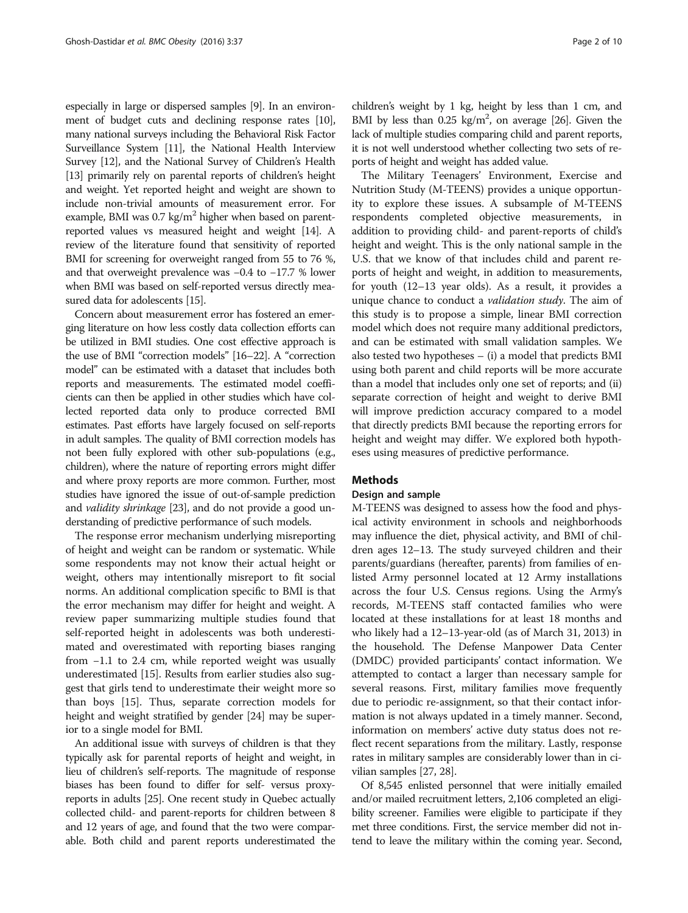especially in large or dispersed samples [9]. In an environment of budget cuts and declining response rates [10], many national surveys including the Behavioral Risk Factor Surveillance System [11], the National Health Interview Survey [12], and the National Survey of Children's Health [13] primarily rely on parental reports of children's height and weight. Yet reported height and weight are shown to include non-trivial amounts of measurement error. For example, BMI was 0.7 kg/m$^2$ higher when based on parent-reported values vs measured height and weight [14]. A review of the literature found that sensitivity of reported BMI for screening for overweight ranged from 55 to 76 %, and that overweight prevalence was −0.4 to −17.7 % lower when BMI was based on self-reported versus directly measured data for adolescents [15].

Concern about measurement error has fostered an emerging literature on how less costly data collection efforts can be utilized in BMI studies. One cost effective approach is the use of BMI "correction models" [16–22]. A "correction model" can be estimated with a dataset that includes both reports and measurements. The estimated model coefficients can then be applied in other studies which have collected reported data only to produce corrected BMI estimates. Past efforts have largely focused on self-reports in adult samples. The quality of BMI correction models has not been fully explored with other sub-populations (e.g., children), where the nature of reporting errors might differ and where proxy reports are more common. Further, most studies have ignored the issue of out-of-sample prediction and *validity shrinkage* [23], and do not provide a good understanding of predictive performance of such models.

The response error mechanism underlying misreporting of height and weight can be random or systematic. While some respondents may not know their actual height or weight, others may intentionally misreport to fit social norms. An additional complication specific to BMI is that the error mechanism may differ for height and weight. A review paper summarizing multiple studies found that self-reported height in adolescents was both underestimated and overestimated with reporting biases ranging from −1.1 to 2.4 cm, while reported weight was usually underestimated [15]. Results from earlier studies also suggest that girls tend to underestimate their weight more so than boys [15]. Thus, separate correction models for height and weight stratified by gender [24] may be superior to a single model for BMI.

An additional issue with surveys of children is that they typically ask for parental reports of height and weight, in lieu of children's self-reports. The magnitude of response biases has been found to differ for self- versus proxy-reports in adults [25]. One recent study in Quebec actually collected child- and parent-reports for children between 8 and 12 years of age, and found that the two were comparable. Both child and parent reports underestimated the children's weight by 1 kg, height by less than 1 cm, and BMI by less than 0.25 kg/m$^2$, on average [26]. Given the lack of multiple studies comparing child and parent reports, it is not well understood whether collecting two sets of reports of height and weight has added value.

The Military Teenagers' Environment, Exercise and Nutrition Study (M-TEENS) provides a unique opportunity to explore these issues. A subsample of M-TEENS respondents completed objective measurements, in addition to providing child- and parent-reports of child's height and weight. This is the only national sample in the U.S. that we know of that includes child and parent reports of height and weight, in addition to measurements, for youth (12–13 year olds). As a result, it provides a unique chance to conduct a *validation study*. The aim of this study is to propose a simple, linear BMI correction model which does not require many additional predictors, and can be estimated with small validation samples. We also tested two hypotheses – (i) a model that predicts BMI using both parent and child reports will be more accurate than a model that includes only one set of reports; and (ii) separate correction of height and weight to derive BMI will improve prediction accuracy compared to a model that directly predicts BMI because the reporting errors for height and weight may differ. We explored both hypotheses using measures of predictive performance.

## Methods

### Design and sample

M-TEENS was designed to assess how the food and physical activity environment in schools and neighborhoods may influence the diet, physical activity, and BMI of children ages 12–13. The study surveyed children and their parents/guardians (hereafter, parents) from families of enlisted Army personnel located at 12 Army installations across the four U.S. Census regions. Using the Army's records, M-TEENS staff contacted families who were located at these installations for at least 18 months and who likely had a 12–13-year-old (as of March 31, 2013) in the household. The Defense Manpower Data Center (DMDC) provided participants' contact information. We attempted to contact a larger than necessary sample for several reasons. First, military families move frequently due to periodic re-assignment, so that their contact information is not always updated in a timely manner. Second, information on members' active duty status does not reflect recent separations from the military. Lastly, response rates in military samples are considerably lower than in civilian samples [27, 28].

Of 8,545 enlisted personnel that were initially emailed and/or mailed recruitment letters, 2,106 completed an eligibility screener. Families were eligible to participate if they met three conditions. First, the service member did not intend to leave the military within the coming year. Second,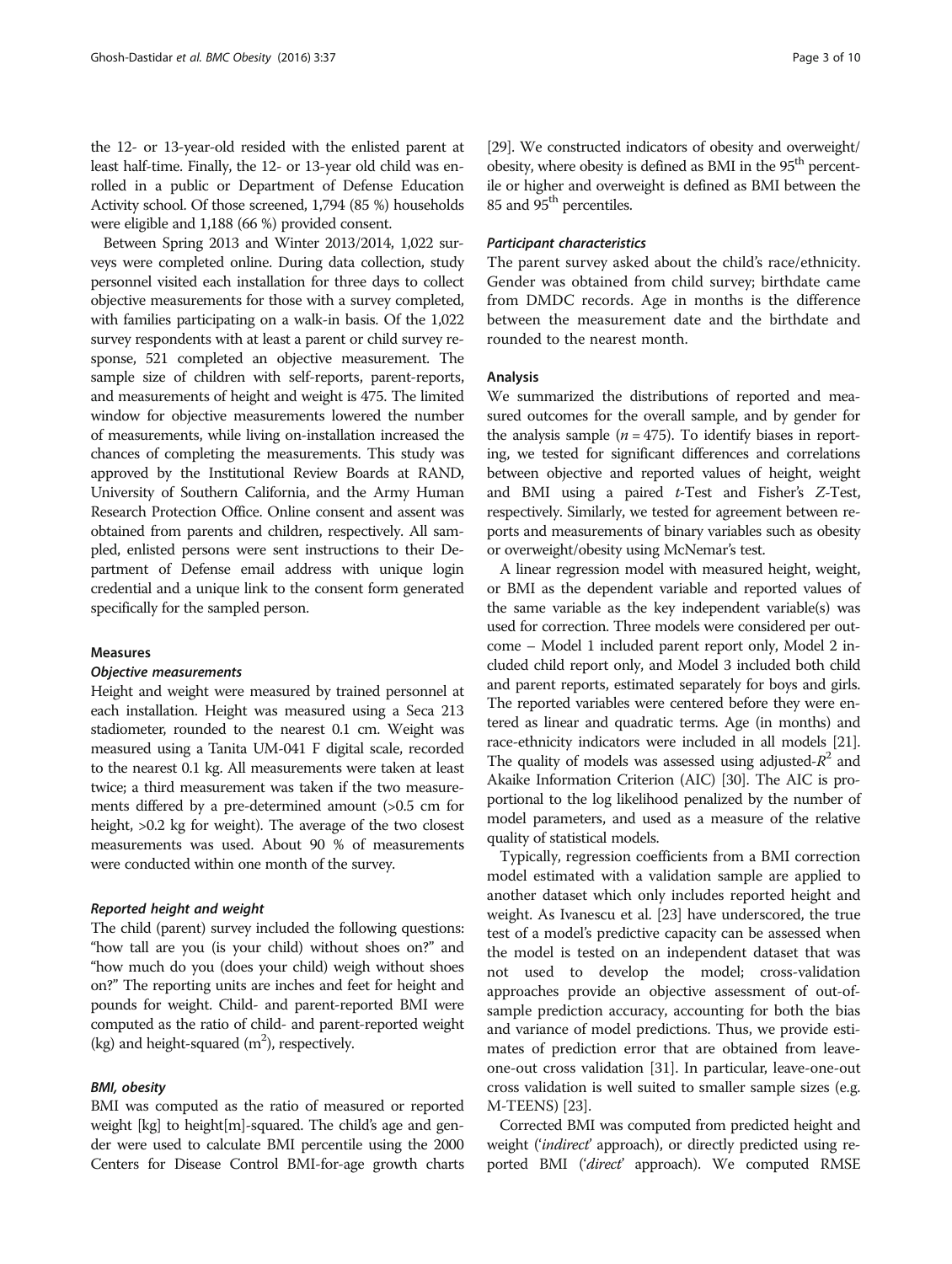the 12- or 13-year-old resided with the enlisted parent at least half-time. Finally, the 12- or 13-year old child was enrolled in a public or Department of Defense Education Activity school. Of those screened, 1,794 (85 %) households were eligible and 1,188 (66 %) provided consent.

Between Spring 2013 and Winter 2013/2014, 1,022 surveys were completed online. During data collection, study personnel visited each installation for three days to collect objective measurements for those with a survey completed, with families participating on a walk-in basis. Of the 1,022 survey respondents with at least a parent or child survey response, 521 completed an objective measurement. The sample size of children with self-reports, parent-reports, and measurements of height and weight is 475. The limited window for objective measurements lowered the number of measurements, while living on-installation increased the chances of completing the measurements. This study was approved by the Institutional Review Boards at RAND, University of Southern California, and the Army Human Research Protection Office. Online consent and assent was obtained from parents and children, respectively. All sampled, enlisted persons were sent instructions to their Department of Defense email address with unique login credential and a unique link to the consent form generated specifically for the sampled person.

## Measures

### *Objective measurements*

Height and weight were measured by trained personnel at each installation. Height was measured using a Seca 213 stadiometer, rounded to the nearest 0.1 cm. Weight was measured using a Tanita UM-041 F digital scale, recorded to the nearest 0.1 kg. All measurements were taken at least twice; a third measurement was taken if the two measurements differed by a pre-determined amount (>0.5 cm for height, >0.2 kg for weight). The average of the two closest measurements was used. About 90 % of measurements were conducted within one month of the survey.

### *Reported height and weight*

The child (parent) survey included the following questions: "how tall are you (is your child) without shoes on?" and "how much do you (does your child) weigh without shoes on?" The reporting units are inches and feet for height and pounds for weight. Child- and parent-reported BMI were computed as the ratio of child- and parent-reported weight (kg) and height-squared ($m^2$), respectively.

### *BMI, obesity*

BMI was computed as the ratio of measured or reported weight [kg] to height[m]-squared. The child's age and gender were used to calculate BMI percentile using the 2000 Centers for Disease Control BMI-for-age growth charts [29]. We constructed indicators of obesity and overweight/obesity, where obesity is defined as BMI in the 95$^{th}$ percentile or higher and overweight is defined as BMI between the 85 and 95$^{th}$ percentiles.

### *Participant characteristics*

The parent survey asked about the child's race/ethnicity. Gender was obtained from child survey; birthdate came from DMDC records. Age in months is the difference between the measurement date and the birthdate and rounded to the nearest month.

### Analysis

We summarized the distributions of reported and measured outcomes for the overall sample, and by gender for the analysis sample ($n = 475$). To identify biases in reporting, we tested for significant differences and correlations between objective and reported values of height, weight and BMI using a paired *t*-Test and Fisher's *Z*-Test, respectively. Similarly, we tested for agreement between reports and measurements of binary variables such as obesity or overweight/obesity using McNemar's test.

A linear regression model with measured height, weight, or BMI as the dependent variable and reported values of the same variable as the key independent variable(s) was used for correction. Three models were considered per outcome – Model 1 included parent report only, Model 2 included child report only, and Model 3 included both child and parent reports, estimated separately for boys and girls. The reported variables were centered before they were entered as linear and quadratic terms. Age (in months) and race-ethnicity indicators were included in all models [21]. The quality of models was assessed using adjusted-$R^2$ and Akaike Information Criterion (AIC) [30]. The AIC is proportional to the log likelihood penalized by the number of model parameters, and used as a measure of the relative quality of statistical models.

Typically, regression coefficients from a BMI correction model estimated with a validation sample are applied to another dataset which only includes reported height and weight. As Ivanescu et al. [23] have underscored, the true test of a model's predictive capacity can be assessed when the model is tested on an independent dataset that was not used to develop the model; cross-validation approaches provide an objective assessment of out-of-sample prediction accuracy, accounting for both the bias and variance of model predictions. Thus, we provide estimates of prediction error that are obtained from leave-one-out cross validation [31]. In particular, leave-one-out cross validation is well suited to smaller sample sizes (e.g. M-TEENS) [23].

Corrected BMI was computed from predicted height and weight ('*indirect*' approach), or directly predicted using reported BMI ('*direct*' approach). We computed RMSE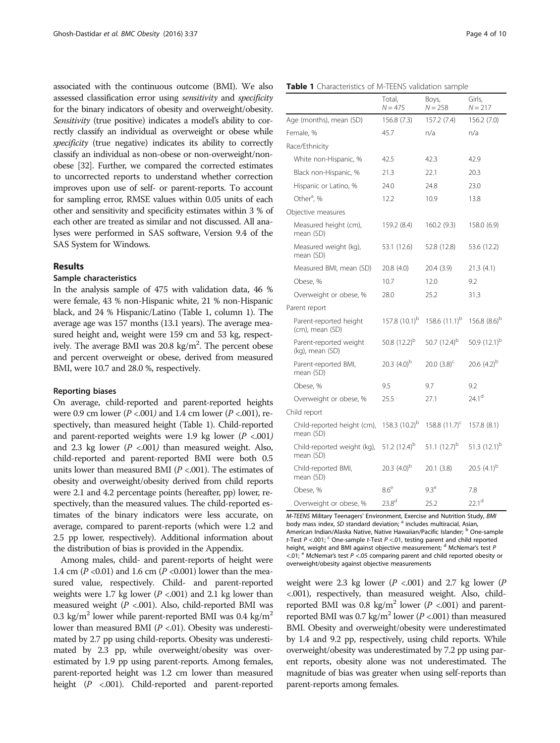associated with the continuous outcome (BMI). We also assessed classification error using *sensitivity* and *specificity* for the binary indicators of obesity and overweight/obesity. *Sensitivity* (true positive) indicates a model's ability to correctly classify an individual as overweight or obese while *specificity* (true negative) indicates its ability to correctly classify an individual as non-obese or non-overweight/non-obese [32]. Further, we compared the corrected estimates to uncorrected reports to understand whether correction improves upon use of self- or parent-reports. To account for sampling error, RMSE values within 0.05 units of each other and sensitivity and specificity estimates within 3 % of each other are treated as similar and not discussed. All analyses were performed in SAS software, Version 9.4 of the SAS System for Windows.

## Results

### Sample characteristics

In the analysis sample of 475 with validation data, 46 % were female, 43 % non-Hispanic white, 21 % non-Hispanic black, and 24 % Hispanic/Latino (Table 1, column 1). The average age was 157 months (13.1 years). The average measured height and, weight were 159 cm and 53 kg, respectively. The average BMI was 20.8 kg/m$^2$. The percent obese and percent overweight or obese, derived from measured BMI, were 10.7 and 28.0 %, respectively.

### Reporting biases

On average, child-reported and parent-reported heights were 0.9 cm lower ($P$ <.001) and 1.4 cm lower ($P$ <.001), respectively, than measured height (Table 1). Child-reported and parent-reported weights were 1.9 kg lower ($P$ <.001) and 2.3 kg lower ($P$ <.001) than measured weight. Also, child-reported and parent-reported BMI were both 0.5 units lower than measured BMI ($P$ <.001). The estimates of obesity and overweight/obesity derived from child reports were 2.1 and 4.2 percentage points (hereafter, pp) lower, respectively, than the measured values. The child-reported estimates of the binary indicators were less accurate, on average, compared to parent-reports (which were 1.2 and 2.5 pp lower, respectively). Additional information about the distribution of bias is provided in the Appendix.

Among males, child- and parent-reports of height were 1.4 cm ($P$ <0.01) and 1.6 cm ($P$ <0.001) lower than the measured value, respectively. Child- and parent-reported weights were 1.7 kg lower ($P$ <.001) and 2.1 kg lower than measured weight ($P$ <.001). Also, child-reported BMI was 0.3 kg/m$^2$ lower while parent-reported BMI was 0.4 kg/m$^2$ lower than measured BMI ($P$ <.01). Obesity was underestimated by 2.7 pp using child-reports. Obesity was underestimated by 2.3 pp, while overweight/obesity was overestimated by 1.9 pp using parent-reports. Among females, parent-reported height was 1.2 cm lower than measured height ($P$ <.001). Child-reported and parent-reported weight were 2.3 kg lower ($P$ <.001) and 2.7 kg lower ($P$ <.001), respectively, than measured weight. Also, child-reported BMI was 0.8 kg/m$^2$ lower ($P$ <.001) and parent-reported BMI was 0.7 kg/m$^2$ lower ($P$ <.001) than measured BMI. Obesity and overweight/obesity were underestimated by 1.4 and 9.2 pp, respectively, using child reports. While overweight/obesity was underestimated by 7.2 pp using parent reports, obesity alone was not underestimated. The magnitude of bias was greater when using self-reports than parent-reports among females.

**Table 1** Characteristics of M-TEENS validation sample

| | Total, $N = 475$ | Boys, $N = 258$ | Girls, $N = 217$ |
|---|---|---|---|
| Age (months), mean (SD) | 156.8 (7.3) | 157.2 (7.4) | 156.2 (7.0) |
| Female, % | 45.7 | n/a | n/a |
| Race/Ethnicity | | | |
| White non-Hispanic, % | 42.5 | 42.3 | 42.9 |
| Black non-Hispanic, % | 21.3 | 22.1 | 20.3 |
| Hispanic or Latino, % | 24.0 | 24.8 | 23.0 |
| Other[a], % | 12.2 | 10.9 | 13.8 |
| Objective measures | | | |
| Measured height (cm), mean (SD) | 159.2 (8.4) | 160.2 (9.3) | 158.0 (6.9) |
| Measured weight (kg), mean (SD) | 53.1 (12.6) | 52.8 (12.8) | 53.6 (12.2) |
| Measured BMI, mean (SD) | 20.8 (4.0) | 20.4 (3.9) | 21.3 (4.1) |
| Obese, % | 10.7 | 12.0 | 9.2 |
| Overweight or obese, % | 28.0 | 25.2 | 31.3 |
| Parent report | | | |
| Parent-reported height (cm), mean (SD) | 157.8 (10.1)[b] | 158.6 (11.1)[b] | 156.8 (8.6)[b] |
| Parent-reported weight (kg), mean (SD) | 50.8 (12.2)[b] | 50.7 (12.4)[b] | 50.9 (12.1)[b] |
| Parent-reported BMI, mean (SD) | 20.3 (4.0)[b] | 20.0 (3.8)[c] | 20.6 (4.2)[b] |
| Obese, % | 9.5 | 9.7 | 9.2 |
| Overweight or obese, % | 25.5 | 27.1 | 24.1[d] |
| Child report | | | |
| Child-reported height (cm), mean (SD) | 158.3 (10.2)[b] | 158.8 (11.7)[c] | 157.8 (8.1) |
| Child-reported weight (kg), mean (SD) | 51.2 (12.4)[b] | 51.1 (12.7)[b] | 51.3 (12.1)[b] |
| Child-reported BMI, mean (SD) | 20.3 (4.0)[b] | 20.1 (3.8) | 20.5 (4.1)[b] |
| Obese, % | 8.6[e] | 9.3[e] | 7.8 |
| Overweight or obese, % | 23.8[d] | 25.2 | 22.1[d] |

M-TEENS Military Teenagers' Environment, Exercise and Nutrition Study, BMI body mass index, SD standard deviation; [a] includes multiracial, Asian, American Indian/Alaska Native, Native Hawaiian/Pacific Islander; [b] One-sample t-Test $P$ <.001; [c] One-sample t-Test $P$ <.01, testing parent and child reported height, weight and BMI against objective measurement; [d] McNemar's test $P$ <.01; [e] McNemar's test $P$ <.05 comparing parent and child reported obesity or overweight/obesity against objective measurements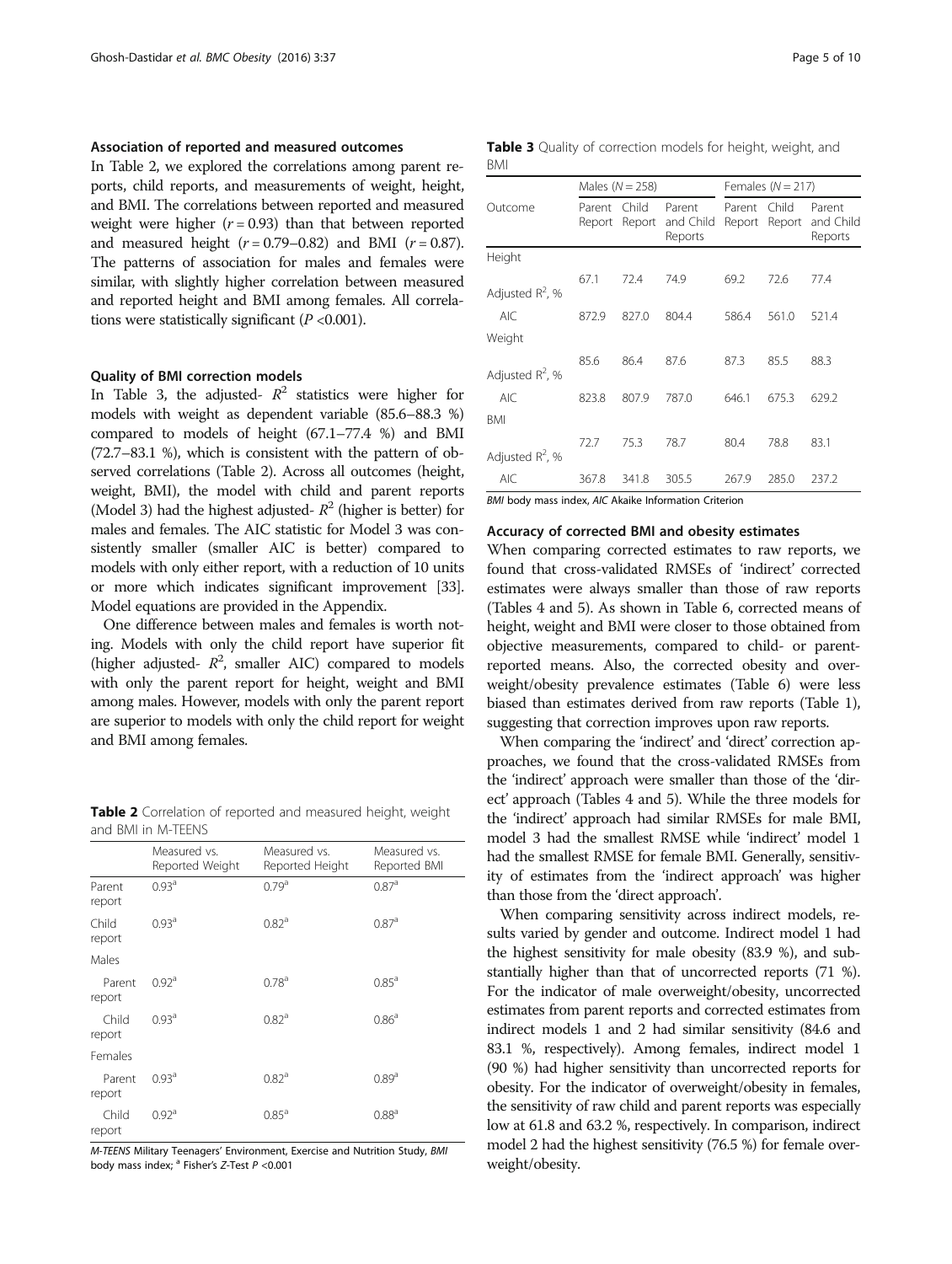### Association of reported and measured outcomes

In Table 2, we explored the correlations among parent reports, child reports, and measurements of weight, height, and BMI. The correlations between reported and measured weight were higher ($r = 0.93$) than that between reported and measured height ($r = 0.79–0.82$) and BMI ($r = 0.87$). The patterns of association for males and females were similar, with slightly higher correlation between measured and reported height and BMI among females. All correlations were statistically significant ($P < 0.001$).

### Quality of BMI correction models

In Table 3, the adjusted- $R^2$ statistics were higher for models with weight as dependent variable (85.6–88.3 %) compared to models of height (67.1–77.4 %) and BMI (72.7–83.1 %), which is consistent with the pattern of observed correlations (Table 2). Across all outcomes (height, weight, BMI), the model with child and parent reports (Model 3) had the highest adjusted- $R^2$ (higher is better) for males and females. The AIC statistic for Model 3 was consistently smaller (smaller AIC is better) compared to models with only either report, with a reduction of 10 units or more which indicates significant improvement [33]. Model equations are provided in the Appendix.

One difference between males and females is worth noting. Models with only the child report have superior fit (higher adjusted- $R^2$, smaller AIC) compared to models with only the parent report for height, weight and BMI among males. However, models with only the parent report are superior to models with only the child report for weight and BMI among females.

**Table 2** Correlation of reported and measured height, weight and BMI in M-TEENS

| | Measured vs. Reported Weight | Measured vs. Reported Height | Measured vs. Reported BMI |
|---|---|---|---|
| Parent report | 0.93[a] | 0.79[a] | 0.87[a] |
| Child report | 0.93[a] | 0.82[a] | 0.87[a] |
| Males | | | |
| Parent report | 0.92[a] | 0.78[a] | 0.85[a] |
| Child report | 0.93[a] | 0.82[a] | 0.86[a] |
| Females | | | |
| Parent report | 0.93[a] | 0.82[a] | 0.89[a] |
| Child report | 0.92[a] | 0.85[a] | 0.88[a] |

*M-TEENS* Military Teenagers' Environment, Exercise and Nutrition Study, *BMI* body mass index; [a] Fisher's *Z*-Test $P < 0.001$

**Table 3** Quality of correction models for height, weight, and BMI

| | Males ($N = 258$) | | | Females ($N = 217$) | | |
|---|---|---|---|---|---|---|
| Outcome | Parent Report | Child Report | Parent and Child Reports | Parent Report | Child Report | Parent and Child Reports |
| Height | | | | | | |
| Adjusted $R^2$, % | 67.1 | 72.4 | 74.9 | 69.2 | 72.6 | 77.4 |
| AIC | 872.9 | 827.0 | 804.4 | 586.4 | 561.0 | 521.4 |
| Weight | | | | | | |
| Adjusted $R^2$, % | 85.6 | 86.4 | 87.6 | 87.3 | 85.5 | 88.3 |
| AIC | 823.8 | 807.9 | 787.0 | 646.1 | 675.3 | 629.2 |
| BMI | | | | | | |
| Adjusted $R^2$, % | 72.7 | 75.3 | 78.7 | 80.4 | 78.8 | 83.1 |
| AIC | 367.8 | 341.8 | 305.5 | 267.9 | 285.0 | 237.2 |

*BMI* body mass index, *AIC* Akaike Information Criterion

### Accuracy of corrected BMI and obesity estimates

When comparing corrected estimates to raw reports, we found that cross-validated RMSEs of 'indirect' corrected estimates were always smaller than those of raw reports (Tables 4 and 5). As shown in Table 6, corrected means of height, weight and BMI were closer to those obtained from objective measurements, compared to child- or parent-reported means. Also, the corrected obesity and overweight/obesity prevalence estimates (Table 6) were less biased than estimates derived from raw reports (Table 1), suggesting that correction improves upon raw reports.

When comparing the 'indirect' and 'direct' correction approaches, we found that the cross-validated RMSEs from the 'indirect' approach were smaller than those of the 'direct' approach (Tables 4 and 5). While the three models for the 'indirect' approach had similar RMSEs for male BMI, model 3 had the smallest RMSE while 'indirect' model 1 had the smallest RMSE for female BMI. Generally, sensitivity of estimates from the 'indirect approach' was higher than those from the 'direct approach'.

When comparing sensitivity across indirect models, results varied by gender and outcome. Indirect model 1 had the highest sensitivity for male obesity (83.9 %), and substantially higher than that of uncorrected reports (71 %). For the indicator of male overweight/obesity, uncorrected estimates from parent reports and corrected estimates from indirect models 1 and 2 had similar sensitivity (84.6 and 83.1 %, respectively). Among females, indirect model 1 (90 %) had higher sensitivity than uncorrected reports for obesity. For the indicator of overweight/obesity in females, the sensitivity of raw child and parent reports was especially low at 61.8 and 63.2 %, respectively. In comparison, indirect model 2 had the highest sensitivity (76.5 %) for female overweight/obesity.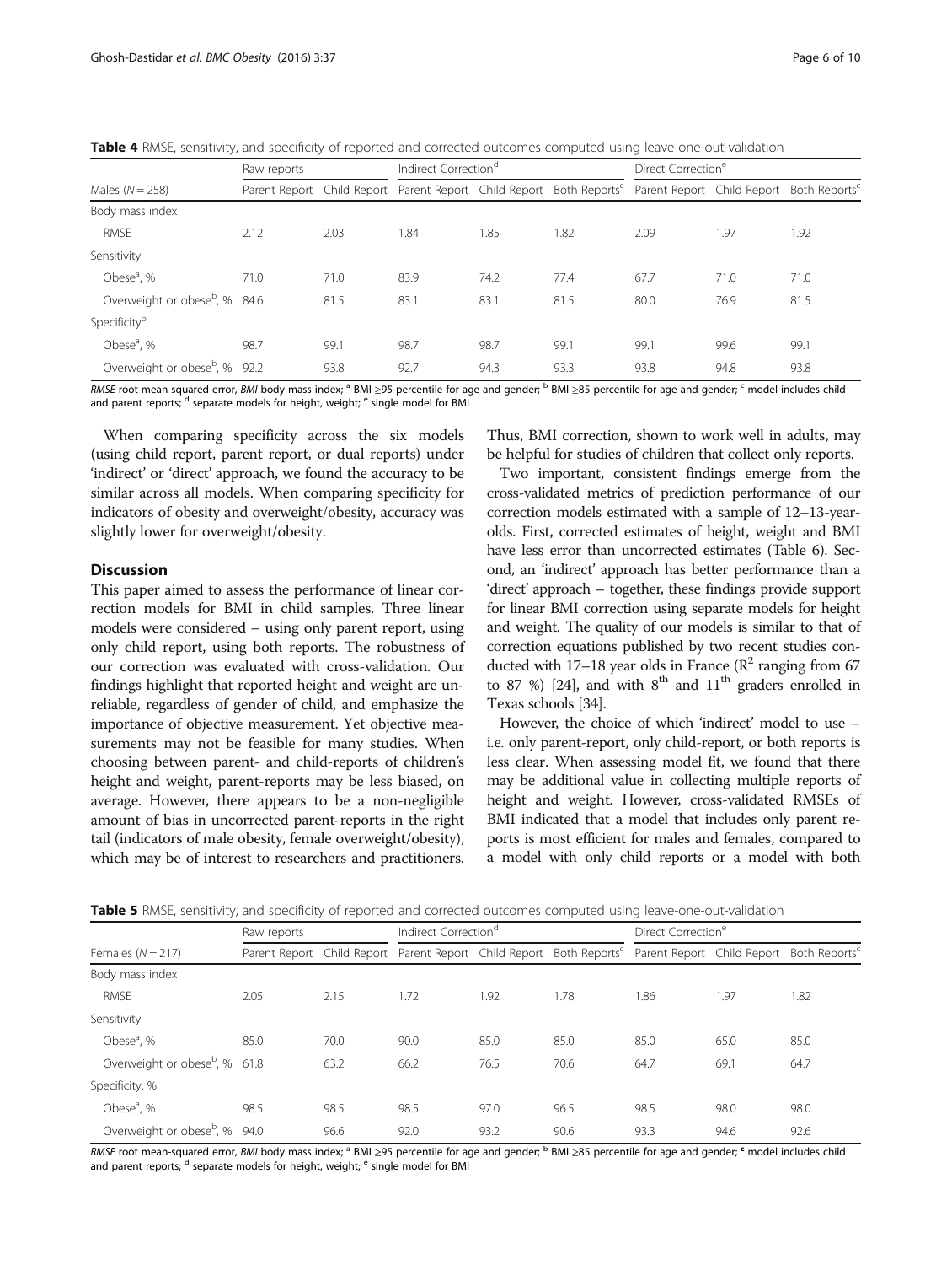**Table 4** RMSE, sensitivity, and specificity of reported and corrected outcomes computed using leave-one-out-validation

| | Raw reports | | Indirect Correction[d] | | | Direct Correction[e] | | |
|---|---|---|---|---|---|---|---|---|
| Males (N = 258) | Parent Report | Child Report | Parent Report | Child Report | Both Reports[c] | Parent Report | Child Report | Both Reports[c] |
| Body mass index | | | | | | | | |
| RMSE | 2.12 | 2.03 | 1.84 | 1.85 | 1.82 | 2.09 | 1.97 | 1.92 |
| Sensitivity | | | | | | | | |
| Obese[a], % | 71.0 | 71.0 | 83.9 | 74.2 | 77.4 | 67.7 | 71.0 | 71.0 |
| Overweight or obese[b], % | 84.6 | 81.5 | 83.1 | 83.1 | 81.5 | 80.0 | 76.9 | 81.5 |
| Specificity[b] | | | | | | | | |
| Obese[a], % | 98.7 | 99.1 | 98.7 | 98.7 | 99.1 | 99.1 | 99.6 | 99.1 |
| Overweight or obese[b], % | 92.2 | 93.8 | 92.7 | 94.3 | 93.3 | 93.8 | 94.8 | 93.8 |

*RMSE* root mean-squared error, *BMI* body mass index; [a] BMI ≥95 percentile for age and gender; [b] BMI ≥85 percentile for age and gender; [c] model includes child and parent reports; [d] separate models for height, weight; [e] single model for BMI

When comparing specificity across the six models (using child report, parent report, or dual reports) under 'indirect' or 'direct' approach, we found the accuracy to be similar across all models. When comparing specificity for indicators of obesity and overweight/obesity, accuracy was slightly lower for overweight/obesity.

## Discussion

This paper aimed to assess the performance of linear correction models for BMI in child samples. Three linear models were considered – using only parent report, using only child report, using both reports. The robustness of our correction was evaluated with cross-validation. Our findings highlight that reported height and weight are unreliable, regardless of gender of child, and emphasize the importance of objective measurement. Yet objective measurements may not be feasible for many studies. When choosing between parent- and child-reports of children's height and weight, parent-reports may be less biased, on average. However, there appears to be a non-negligible amount of bias in uncorrected parent-reports in the right tail (indicators of male obesity, female overweight/obesity), which may be of interest to researchers and practitioners. Thus, BMI correction, shown to work well in adults, may be helpful for studies of children that collect only reports.

Two important, consistent findings emerge from the cross-validated metrics of prediction performance of our correction models estimated with a sample of 12–13-year-olds. First, corrected estimates of height, weight and BMI have less error than uncorrected estimates (Table 6). Second, an 'indirect' approach has better performance than a 'direct' approach – together, these findings provide support for linear BMI correction using separate models for height and weight. The quality of our models is similar to that of correction equations published by two recent studies conducted with 17–18 year olds in France ($R^2$ ranging from 67 to 87 %) [24], and with 8[th] and 11[th] graders enrolled in Texas schools [34].

However, the choice of which 'indirect' model to use – i.e. only parent-report, only child-report, or both reports is less clear. When assessing model fit, we found that there may be additional value in collecting multiple reports of height and weight. However, cross-validated RMSEs of BMI indicated that a model that includes only parent reports is most efficient for males and females, compared to a model with only child reports or a model with both

**Table 5** RMSE, sensitivity, and specificity of reported and corrected outcomes computed using leave-one-out-validation

| | Raw reports | | Indirect Correction[d] | | | Direct Correction[e] | | |
|---|---|---|---|---|---|---|---|---|
| Females (N = 217) | Parent Report | Child Report | Parent Report | Child Report | Both Reports[c] | Parent Report | Child Report | Both Reports[c] |
| Body mass index | | | | | | | | |
| RMSE | 2.05 | 2.15 | 1.72 | 1.92 | 1.78 | 1.86 | 1.97 | 1.82 |
| Sensitivity | | | | | | | | |
| Obese[a], % | 85.0 | 70.0 | 90.0 | 85.0 | 85.0 | 85.0 | 65.0 | 85.0 |
| Overweight or obese[b], % | 61.8 | 63.2 | 66.2 | 76.5 | 70.6 | 64.7 | 69.1 | 64.7 |
| Specificity, % | | | | | | | | |
| Obese[a], % | 98.5 | 98.5 | 98.5 | 97.0 | 96.5 | 98.5 | 98.0 | 98.0 |
| Overweight or obese[b], % | 94.0 | 96.6 | 92.0 | 93.2 | 90.6 | 93.3 | 94.6 | 92.6 |

*RMSE* root mean-squared error, *BMI* body mass index; [a] BMI ≥95 percentile for age and gender; [b] BMI ≥85 percentile for age and gender; [c] model includes child and parent reports; [d] separate models for height, weight; [e] single model for BMI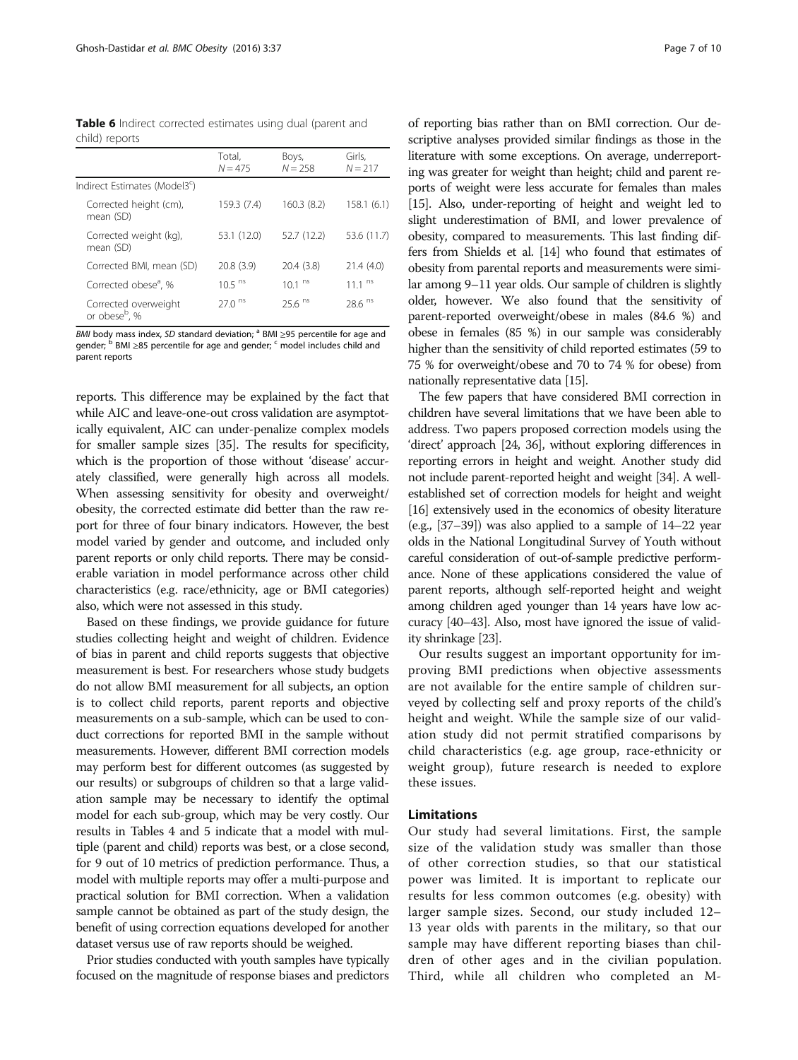**Table 6** Indirect corrected estimates using dual (parent and child) reports

| | Total, $N = 475$ | Boys, $N = 258$ | Girls, $N = 217$ |
|---|---|---|---|
| Indirect Estimates (Model3[c]) | | | |
| Corrected height (cm), mean (SD) | 159.3 (7.4) | 160.3 (8.2) | 158.1 (6.1) |
| Corrected weight (kg), mean (SD) | 53.1 (12.0) | 52.7 (12.2) | 53.6 (11.7) |
| Corrected BMI, mean (SD) | 20.8 (3.9) | 20.4 (3.8) | 21.4 (4.0) |
| Corrected obese[a], % | 10.5 [ns] | 10.1 [ns] | 11.1 [ns] |
| Corrected overweight or obese[b], % | 27.0 [ns] | 25.6 [ns] | 28.6 [ns] |

*BMI* body mass index, *SD* standard deviation; [a] BMI ≥95 percentile for age and gender; [b] BMI ≥85 percentile for age and gender; [c] model includes child and parent reports

reports. This difference may be explained by the fact that while AIC and leave-one-out cross validation are asymptotically equivalent, AIC can under-penalize complex models for smaller sample sizes [35]. The results for specificity, which is the proportion of those without 'disease' accurately classified, were generally high across all models. When assessing sensitivity for obesity and overweight/obesity, the corrected estimate did better than the raw report for three of four binary indicators. However, the best model varied by gender and outcome, and included only parent reports or only child reports. There may be considerable variation in model performance across other child characteristics (e.g. race/ethnicity, age or BMI categories) also, which were not assessed in this study.

Based on these findings, we provide guidance for future studies collecting height and weight of children. Evidence of bias in parent and child reports suggests that objective measurement is best. For researchers whose study budgets do not allow BMI measurement for all subjects, an option is to collect child reports, parent reports and objective measurements on a sub-sample, which can be used to conduct corrections for reported BMI in the sample without measurements. However, different BMI correction models may perform best for different outcomes (as suggested by our results) or subgroups of children so that a large validation sample may be necessary to identify the optimal model for each sub-group, which may be very costly. Our results in Tables 4 and 5 indicate that a model with multiple (parent and child) reports was best, or a close second, for 9 out of 10 metrics of prediction performance. Thus, a model with multiple reports may offer a multi-purpose and practical solution for BMI correction. When a validation sample cannot be obtained as part of the study design, the benefit of using correction equations developed for another dataset versus use of raw reports should be weighed.

Prior studies conducted with youth samples have typically focused on the magnitude of response biases and predictors of reporting bias rather than on BMI correction. Our descriptive analyses provided similar findings as those in the literature with some exceptions. On average, underreporting was greater for weight than height; child and parent reports of weight were less accurate for females than males [15]. Also, under-reporting of height and weight led to slight underestimation of BMI, and lower prevalence of obesity, compared to measurements. This last finding differs from Shields et al. [14] who found that estimates of obesity from parental reports and measurements were similar among 9–11 year olds. Our sample of children is slightly older, however. We also found that the sensitivity of parent-reported overweight/obese in males (84.6 %) and obese in females (85 %) in our sample was considerably higher than the sensitivity of child reported estimates (59 to 75 % for overweight/obese and 70 to 74 % for obese) from nationally representative data [15].

The few papers that have considered BMI correction in children have several limitations that we have been able to address. Two papers proposed correction models using the 'direct' approach [24, 36], without exploring differences in reporting errors in height and weight. Another study did not include parent-reported height and weight [34]. A well-established set of correction models for height and weight [16] extensively used in the economics of obesity literature (e.g., [37–39]) was also applied to a sample of 14–22 year olds in the National Longitudinal Survey of Youth without careful consideration of out-of-sample predictive performance. None of these applications considered the value of parent reports, although self-reported height and weight among children aged younger than 14 years have low accuracy [40–43]. Also, most have ignored the issue of validity shrinkage [23].

Our results suggest an important opportunity for improving BMI predictions when objective assessments are not available for the entire sample of children surveyed by collecting self and proxy reports of the child's height and weight. While the sample size of our validation study did not permit stratified comparisons by child characteristics (e.g. age group, race-ethnicity or weight group), future research is needed to explore these issues.

## Limitations

Our study had several limitations. First, the sample size of the validation study was smaller than those of other correction studies, so that our statistical power was limited. It is important to replicate our results for less common outcomes (e.g. obesity) with larger sample sizes. Second, our study included 12–13 year olds with parents in the military, so that our sample may have different reporting biases than children of other ages and in the civilian population. Third, while all children who completed an M-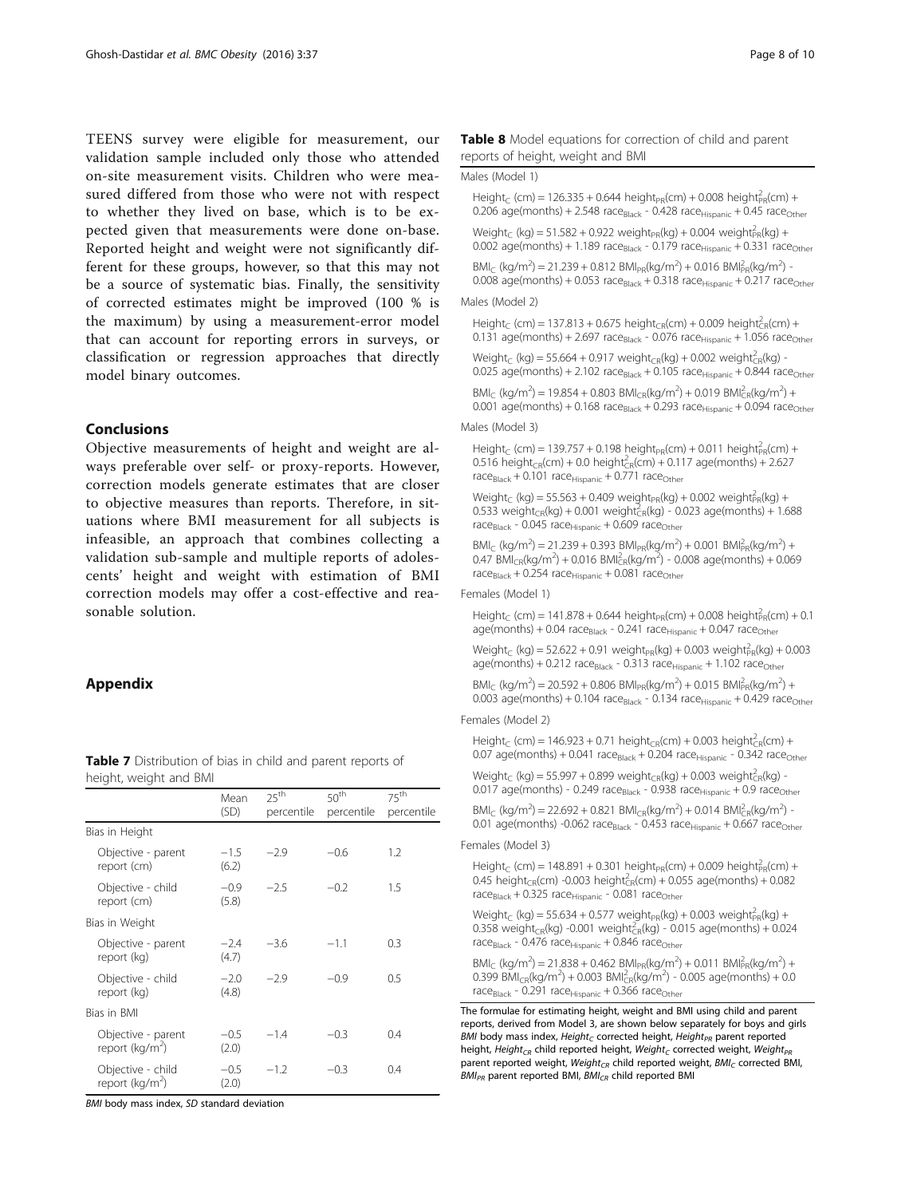TEENS survey were eligible for measurement, our validation sample included only those who attended on-site measurement visits. Children who were measured differed from those who were not with respect to whether they lived on base, which is to be expected given that measurements were done on-base. Reported height and weight were not significantly different for these groups, however, so that this may not be a source of systematic bias. Finally, the sensitivity of corrected estimates might be improved (100 % is the maximum) by using a measurement-error model that can account for reporting errors in surveys, or classification or regression approaches that directly model binary outcomes.

## Conclusions

Objective measurements of height and weight are always preferable over self- or proxy-reports. However, correction models generate estimates that are closer to objective measures than reports. Therefore, in situations where BMI measurement for all subjects is infeasible, an approach that combines collecting a validation sub-sample and multiple reports of adolescents' height and weight with estimation of BMI correction models may offer a cost-effective and reasonable solution.

## Appendix

**Table 7** Distribution of bias in child and parent reports of height, weight and BMI

| | Mean (SD) | 25th percentile | 50th percentile | 75th percentile |
|---|---|---|---|---|
| Bias in Height | | | | |
| Objective - parent report (cm) | −1.5 (6.2) | −2.9 | −0.6 | 1.2 |
| Objective - child report (cm) | −0.9 (5.8) | −2.5 | −0.2 | 1.5 |
| Bias in Weight | | | | |
| Objective - parent report (kg) | −2.4 (4.7) | −3.6 | −1.1 | 0.3 |
| Objective - child report (kg) | −2.0 (4.8) | −2.9 | −0.9 | 0.5 |
| Bias in BMI | | | | |
| Objective - parent report (kg/m$^2$) | −0.5 (2.0) | −1.4 | −0.3 | 0.4 |
| Objective - child report (kg/m$^2$) | −0.5 (2.0) | −1.2 | −0.3 | 0.4 |

*BMI* body mass index, *SD* standard deviation

**Table 8** Model equations for correction of child and parent reports of height, weight and BMI

Males (Model 1)

$Height_C$ (cm) = 126.335 + 0.644 $height_{PR}$(cm) + 0.008 $height^2_{PR}$(cm) + 0.206 age(months) + 2.548 $race_{Black}$ - 0.428 $race_{Hispanic}$ + 0.45 $race_{Other}$

$Weight_C$ (kg) = 51.582 + 0.922 $weight_{PR}$(kg) + 0.004 $weight^2_{PR}$(kg) + 0.002 age(months) + 1.189 $race_{Black}$ - 0.179 $race_{Hispanic}$ + 0.331 $race_{Other}$

$BMI_C$ (kg/m$^2$) = 21.239 + 0.812 $BMI_{PR}$(kg/m$^2$) + 0.016 $BMI^2_{PR}$(kg/m$^2$) - 0.008 age(months) + 0.053 $race_{Black}$ + 0.318 $race_{Hispanic}$ + 0.217 $race_{Other}$

Males (Model 2)

$Height_C$ (cm) = 137.813 + 0.675 $height_{CR}$(cm) + 0.009 $height^2_{CR}$(cm) + 0.131 age(months) + 2.697 $race_{Black}$ - 0.076 $race_{Hispanic}$ + 1.056 $race_{Other}$

$Weight_C$ (kg) = 55.664 + 0.917 $weight_{CR}$(kg) + 0.002 $weight^2_{CR}$(kg) - 0.025 age(months) + 2.102 $race_{Black}$ + 0.105 $race_{Hispanic}$ + 0.844 $race_{Other}$

$BMI_C$ (kg/m$^2$) = 19.854 + 0.803 $BMI_{CR}$(kg/m$^2$) + 0.019 $BMI^2_{CR}$(kg/m$^2$) + 0.001 age(months) + 0.168 $race_{Black}$ + 0.293 $race_{Hispanic}$ + 0.094 $race_{Other}$

Males (Model 3)

$Height_C$ (cm) = 139.757 + 0.198 $height_{PR}$(cm) + 0.011 $height^2_{PR}$(cm) + 0.516 $height_{CR}$(cm) + 0.0 $height^2_{CR}$(cm) + 0.117 age(months) + 2.627 $race_{Black}$ + 0.101 $race_{Hispanic}$ + 0.771 $race_{Other}$

$Weight_C$ (kg) = 55.563 + 0.409 $weight_{PR}$(kg) + 0.002 $weight^2_{PR}$(kg) + 0.533 $weight_{CR}$(kg) + 0.001 $weight^2_{CR}$(kg) - 0.023 age(months) + 1.688 $race_{Black}$ - 0.045 $race_{Hispanic}$ + 0.609 $race_{Other}$

$BMI_C$ (kg/m$^2$) = 21.239 + 0.393 $BMI_{PR}$(kg/m$^2$) + 0.001 $BMI^2_{PR}$(kg/m$^2$) + 0.47 $BMI_{CR}$(kg/m$^2$) + 0.016 $BMI^2_{CR}$(kg/m$^2$) - 0.008 age(months) + 0.069 $race_{Black}$ + 0.254 $race_{Hispanic}$ + 0.081 $race_{Other}$

Females (Model 1)

$Height_C$ (cm) = 141.878 + 0.644 $height_{PR}$(cm) + 0.008 $height^2_{PR}$(cm) + 0.1 age(months) + 0.04 $race_{Black}$ - 0.241 $race_{Hispanic}$ + 0.047 $race_{Other}$

$Weight_C$ (kg) = 52.622 + 0.91 $weight_{PR}$(kg) + 0.003 $weight^2_{PR}$(kg) + 0.003 age(months) + 0.212 $race_{Black}$ - 0.313 $race_{Hispanic}$ + 1.102 $race_{Other}$

$BMI_C$ (kg/m$^2$) = 20.592 + 0.806 $BMI_{PR}$(kg/m$^2$) + 0.015 $BMI^2_{PR}$(kg/m$^2$) + 0.003 age(months) + 0.104 $race_{Black}$ - 0.134 $race_{Hispanic}$ + 0.429 $race_{Other}$

Females (Model 2)

$Height_C$ (cm) = 146.923 + 0.71 $height_{CR}$(cm) + 0.003 $height^2_{CR}$(cm) + 0.07 age(months) + 0.041 $race_{Black}$ + 0.204 $race_{Hispanic}$ - 0.342 $race_{Other}$

$Weight_C$ (kg) = 55.997 + 0.899 $weight_{CR}$(kg) + 0.003 $weight^2_{CR}$(kg) - 0.017 age(months) - 0.249 $race_{Black}$ - 0.938 $race_{Hispanic}$ + 0.9 $race_{Other}$

$BMI_C$ (kg/m$^2$) = 22.692 + 0.821 $BMI_{CR}$(kg/m$^2$) + 0.014 $BMI^2_{CR}$(kg/m$^2$) - 0.01 age(months) -0.062 $race_{Black}$ - 0.453 $race_{Hispanic}$ + 0.667 $race_{Other}$

Females (Model 3)

$Height_C$ (cm) = 148.891 + 0.301 $height_{PR}$(cm) + 0.009 $height^2_{PR}$(cm) + 0.45 $height_{CR}$(cm) -0.003 $height^2_{CR}$(cm) + 0.055 age(months) + 0.082 $race_{Black}$ + 0.325 $race_{Hispanic}$ - 0.081 $race_{Other}$

$Weight_C$ (kg) = 55.634 + 0.577 $weight_{PR}$(kg) + 0.003 $weight^2_{PR}$(kg) + 0.358 $weight_{CR}$(kg) -0.001 $weight^2_{CR}$(kg) - 0.015 age(months) + 0.024 $race_{Black}$ - 0.476 $race_{Hispanic}$ + 0.846 $race_{Other}$

$BMI_C$ (kg/m$^2$) = 21.838 + 0.462 $BMI_{PR}$(kg/m$^2$) + 0.011 $BMI^2_{PR}$(kg/m$^2$) + 0.399 $BMI_{CR}$(kg/m$^2$) + 0.003 $BMI^2_{CR}$(kg/m$^2$) - 0.005 age(months) + 0.0 $race_{Black}$ - 0.291 $race_{Hispanic}$ + 0.366 $race_{Other}$

The formulae for estimating height, weight and BMI using child and parent reports, derived from Model 3, are shown below separately for boys and girls *BMI* body mass index, $Height_C$ corrected height, $Height_{PR}$ parent reported height, $Height_{CR}$ child reported height, $Weight_C$ corrected weight, $Weight_{PR}$ parent reported weight, $Weight_{CR}$ child reported weight, $BMI_C$ corrected BMI, $BMI_{PR}$ parent reported BMI, $BMI_{CR}$ child reported BMI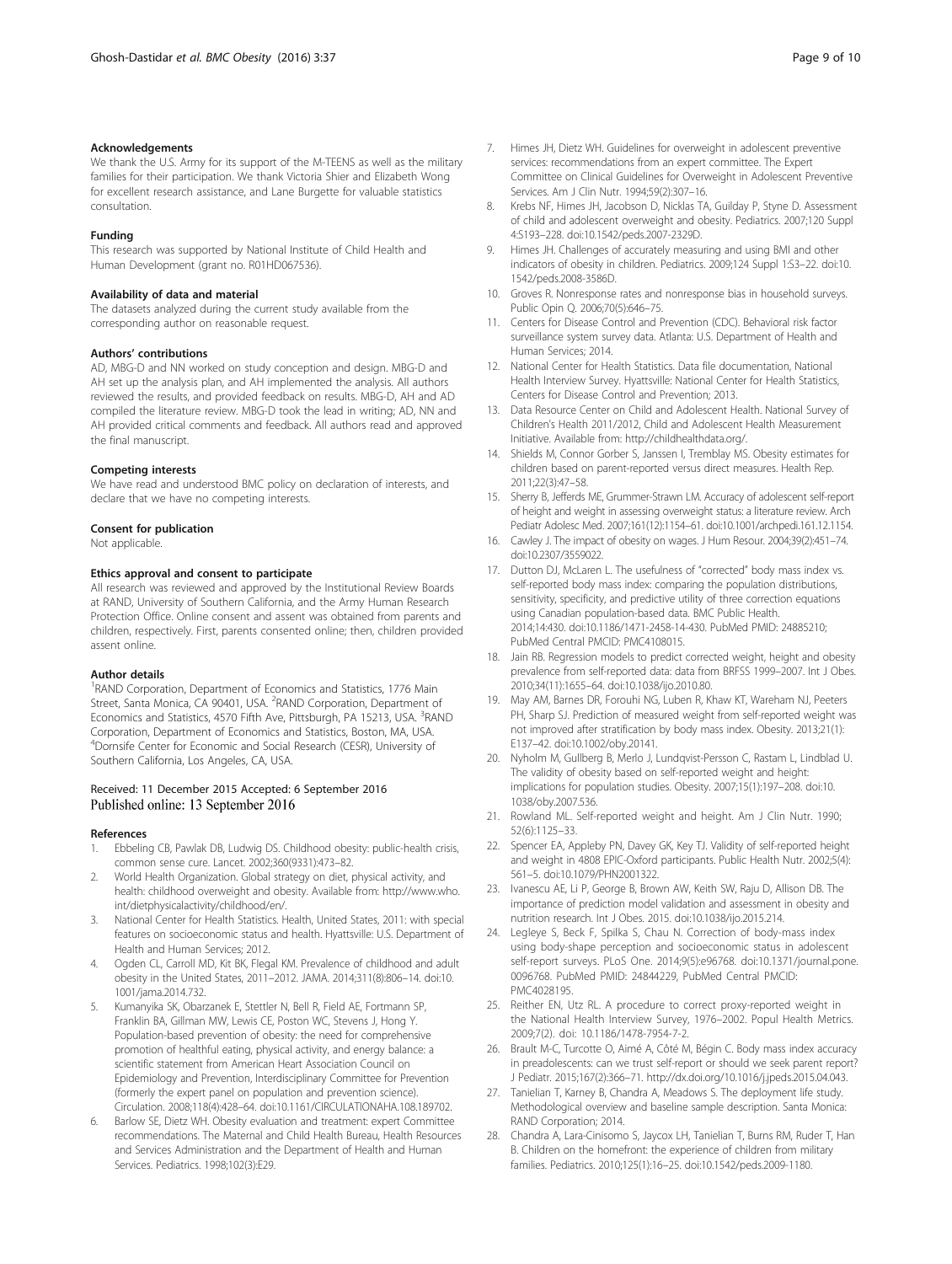### Acknowledgements

We thank the U.S. Army for its support of the M-TEENS as well as the military families for their participation. We thank Victoria Shier and Elizabeth Wong for excellent research assistance, and Lane Burgette for valuable statistics consultation.

### Funding

This research was supported by National Institute of Child Health and Human Development (grant no. R01HD067536).

### Availability of data and material

The datasets analyzed during the current study available from the corresponding author on reasonable request.

### Authors' contributions

AD, MBG-D and NN worked on study conception and design. MBG-D and AH set up the analysis plan, and AH implemented the analysis. All authors reviewed the results, and provided feedback on results. MBG-D, AH and AD compiled the literature review. MBG-D took the lead in writing; AD, NN and AH provided critical comments and feedback. All authors read and approved the final manuscript.

### Competing interests

We have read and understood BMC policy on declaration of interests, and declare that we have no competing interests.

### Consent for publication

Not applicable.

### Ethics approval and consent to participate

All research was reviewed and approved by the Institutional Review Boards at RAND, University of Southern California, and the Army Human Research Protection Office. Online consent and assent was obtained from parents and children, respectively. First, parents consented online; then, children provided assent online.

### Author details

[1]RAND Corporation, Department of Economics and Statistics, 1776 Main Street, Santa Monica, CA 90401, USA. [2]RAND Corporation, Department of Economics and Statistics, 4570 Fifth Ave, Pittsburgh, PA 15213, USA. [3]RAND Corporation, Department of Economics and Statistics, Boston, MA, USA. [4]Dornsife Center for Economic and Social Research (CESR), University of Southern California, Los Angeles, CA, USA.

Received: 11 December 2015 Accepted: 6 September 2016
Published online: 13 September 2016

### References

1. Ebbeling CB, Pawlak DB, Ludwig DS. Childhood obesity: public-health crisis, common sense cure. Lancet. 2002;360(9331):473–82.
2. World Health Organization. Global strategy on diet, physical activity, and health: childhood overweight and obesity. Available from: http://www.who.int/dietphysicalactivity/childhood/en/.
3. National Center for Health Statistics. Health, United States, 2011: with special features on socioeconomic status and health. Hyattsville: U.S. Department of Health and Human Services; 2012.
4. Ogden CL, Carroll MD, Kit BK, Flegal KM. Prevalence of childhood and adult obesity in the United States, 2011–2012. JAMA. 2014;311(8):806–14. doi:10.1001/jama.2014.732.
5. Kumanyika SK, Obarzanek E, Stettler N, Bell R, Field AE, Fortmann SP, Franklin BA, Gillman MW, Lewis CE, Poston WC, Stevens J, Hong Y. Population-based prevention of obesity: the need for comprehensive promotion of healthful eating, physical activity, and energy balance: a scientific statement from American Heart Association Council on Epidemiology and Prevention, Interdisciplinary Committee for Prevention (formerly the expert panel on population and prevention science). Circulation. 2008;118(4):428–64. doi:10.1161/CIRCULATIONAHA.108.189702.
6. Barlow SE, Dietz WH. Obesity evaluation and treatment: expert Committee recommendations. The Maternal and Child Health Bureau, Health Resources and Services Administration and the Department of Health and Human Services. Pediatrics. 1998;102(3):E29.
7. Himes JH, Dietz WH. Guidelines for overweight in adolescent preventive services: recommendations from an expert committee. The Expert Committee on Clinical Guidelines for Overweight in Adolescent Preventive Services. Am J Clin Nutr. 1994;59(2):307–16.
8. Krebs NF, Himes JH, Jacobson D, Nicklas TA, Guilday P, Styne D. Assessment of child and adolescent overweight and obesity. Pediatrics. 2007;120 Suppl 4:S193–228. doi:10.1542/peds.2007-2329D.
9. Himes JH. Challenges of accurately measuring and using BMI and other indicators of obesity in children. Pediatrics. 2009;124 Suppl 1:S3–22. doi:10.1542/peds.2008-3586D.
10. Groves R. Nonresponse rates and nonresponse bias in household surveys. Public Opin Q. 2006;70(5):646–75.
11. Centers for Disease Control and Prevention (CDC). Behavioral risk factor surveillance system survey data. Atlanta: U.S. Department of Health and Human Services; 2014.
12. National Center for Health Statistics. Data file documentation, National Health Interview Survey. Hyattsville: National Center for Health Statistics, Centers for Disease Control and Prevention; 2013.
13. Data Resource Center on Child and Adolescent Health. National Survey of Children's Health 2011/2012, Child and Adolescent Health Measurement Initiative. Available from: http://childhealthdata.org/.
14. Shields M, Connor Gorber S, Janssen I, Tremblay MS. Obesity estimates for children based on parent-reported versus direct measures. Health Rep. 2011;22(3):47–58.
15. Sherry B, Jefferds ME, Grummer-Strawn LM. Accuracy of adolescent self-report of height and weight in assessing overweight status: a literature review. Arch Pediatr Adolesc Med. 2007;161(12):1154–61. doi:10.1001/archpedi.161.12.1154.
16. Cawley J. The impact of obesity on wages. J Hum Resour. 2004;39(2):451–74. doi:10.2307/3559022.
17. Dutton DJ, McLaren L. The usefulness of "corrected" body mass index vs. self-reported body mass index: comparing the population distributions, sensitivity, specificity, and predictive utility of three correction equations using Canadian population-based data. BMC Public Health. 2014;14:430. doi:10.1186/1471-2458-14-430. PubMed PMID: 24885210; PubMed Central PMCID: PMC4108015.
18. Jain RB. Regression models to predict corrected weight, height and obesity prevalence from self-reported data: data from BRFSS 1999–2007. Int J Obes. 2010;34(11):1655–64. doi:10.1038/ijo.2010.80.
19. May AM, Barnes DR, Forouhi NG, Luben R, Khaw KT, Wareham NJ, Peeters PH, Sharp SJ. Prediction of measured weight from self-reported weight was not improved after stratification by body mass index. Obesity. 2013;21(1):E137–42. doi:10.1002/oby.20141.
20. Nyholm M, Gullberg B, Merlo J, Lundqvist-Persson C, Rastam L, Lindblad U. The validity of obesity based on self-reported weight and height: implications for population studies. Obesity. 2007;15(1):197–208. doi:10.1038/oby.2007.536.
21. Rowland ML. Self-reported weight and height. Am J Clin Nutr. 1990;52(6):1125–33.
22. Spencer EA, Appleby PN, Davey GK, Key TJ. Validity of self-reported height and weight in 4808 EPIC-Oxford participants. Public Health Nutr. 2002;5(4):561–5. doi:10.1079/PHN2001322.
23. Ivanescu AE, Li P, George B, Brown AW, Keith SW, Raju D, Allison DB. The importance of prediction model validation and assessment in obesity and nutrition research. Int J Obes. 2015. doi:10.1038/ijo.2015.214.
24. Legleye S, Beck F, Spilka S, Chau N. Correction of body-mass index using body-shape perception and socioeconomic status in adolescent self-report surveys. PLoS One. 2014;9(5):e96768. doi:10.1371/journal.pone.0096768. PubMed PMID: 24844229, PubMed Central PMCID: PMC4028195.
25. Reither EN, Utz RL. A procedure to correct proxy-reported weight in the National Health Interview Survey, 1976–2002. Popul Health Metrics. 2009;7(2). doi: 10.1186/1478-7954-7-2.
26. Brault M-C, Turcotte O, Aimé A, Côté M, Bégin C. Body mass index accuracy in preadolescents: can we trust self-report or should we seek parent report? J Pediatr. 2015;167(2):366–71. http://dx.doi.org/10.1016/j.jpeds.2015.04.043.
27. Tanielian T, Karney B, Chandra A, Meadows S. The deployment life study. Methodological overview and baseline sample description. Santa Monica: RAND Corporation; 2014.
28. Chandra A, Lara-Cinisomo S, Jaycox LH, Tanielian T, Burns RM, Ruder T, Han B. Children on the homefront: the experience of children from military families. Pediatrics. 2010;125(1):16–25. doi:10.1542/peds.2009-1180.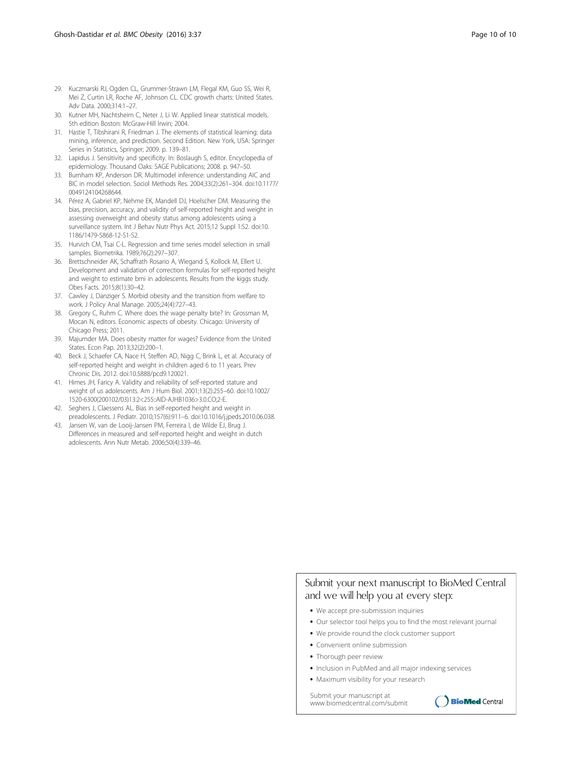29. Kuczmarski RJ, Ogden CL, Grummer-Strawn LM, Flegal KM, Guo SS, Wei R, Mei Z, Curtin LR, Roche AF, Johnson CL. CDC growth charts: United States. Adv Data. 2000;314:1–27.
30. Kutner MH, Nachtsheim C, Neter J, Li W. Applied linear statistical models. 5th edition Boston: McGraw-Hill Irwin; 2004.
31. Hastie T, Tibshirani R, Friedman J. The elements of statistical learning: data mining, inference, and prediction. Second Edition. New York, USA: Springer Series in Statistics, Springer; 2009. p. 139–81.
32. Lapidus J. Sensitivity and specificity. In: Boslaugh S, editor. Encyclopedia of epidemiology. Thousand Oaks: SAGE Publications; 2008. p. 947–50.
33. Burnham KP, Anderson DR. Multimodel inference: understanding AIC and BIC in model selection. Sociol Methods Res. 2004;33(2):261–304. doi:10.1177/0049124104268644.
34. Pérez A, Gabriel KP, Nehme EK, Mandell DJ, Hoelscher DM. Measuring the bias, precision, accuracy, and validity of self-reported height and weight in assessing overweight and obesity status among adolescents using a surveillance system. Int J Behav Nutr Phys Act. 2015;12 Suppl 1:S2. doi:10.1186/1479-5868-12-S1-S2.
35. Hurvich CM, Tsai C-L. Regression and time series model selection in small samples. Biometrika. 1989;76(2):297–307.
36. Brettschneider AK, Schaffrath Rosario A, Wiegand S, Kollock M, Ellert U. Development and validation of correction formulas for self-reported height and weight to estimate bmi in adolescents. Results from the kiggs study. Obes Facts. 2015;8(1):30–42.
37. Cawley J, Danziger S. Morbid obesity and the transition from welfare to work. J Policy Anal Manage. 2005;24(4):727–43.
38. Gregory C, Ruhm C. Where does the wage penalty bite? In: Grossman M, Mocan N, editors. Economic aspects of obesity. Chicago: University of Chicago Press; 2011.
39. Majumder MA. Does obesity matter for wages? Evidence from the United States. Econ Pap. 2013;32(2):200–1.
40. Beck J, Schaefer CA, Nace H, Steffen AD, Nigg C, Brink L, et al. Accuracy of self-reported height and weight in children aged 6 to 11 years. Prev Chronic Dis. 2012. doi:10.5888/pcd9.120021.
41. Himes JH, Faricy A. Validity and reliability of self-reported stature and weight of us adolescents. Am J Hum Biol. 2001;13(2):255–60. doi:10.1002/1520-6300(200102/03)13:2<255::AID-AJHB1036>3.0.CO;2-E.
42. Seghers J, Claessens AL. Bias in self-reported height and weight in preadolescents. J Pediatr. 2010;157(6):911–6. doi:10.1016/j.jpeds.2010.06.038.
43. Jansen W, van de Looij-Jansen PM, Ferreira I, de Wilde EJ, Brug J. Differences in measured and self-reported height and weight in dutch adolescents. Ann Nutr Metab. 2006;50(4):339–46.

Submit your next manuscript to BioMed Central and we will help you at every step:

- We accept pre-submission inquiries
- Our selector tool helps you to find the most relevant journal
- We provide round the clock customer support
- Convenient online submission
- Thorough peer review
- Inclusion in PubMed and all major indexing services
- Maximum visibility for your research

Submit your manuscript at
www.biomedcentral.com/submit

BioMed Central